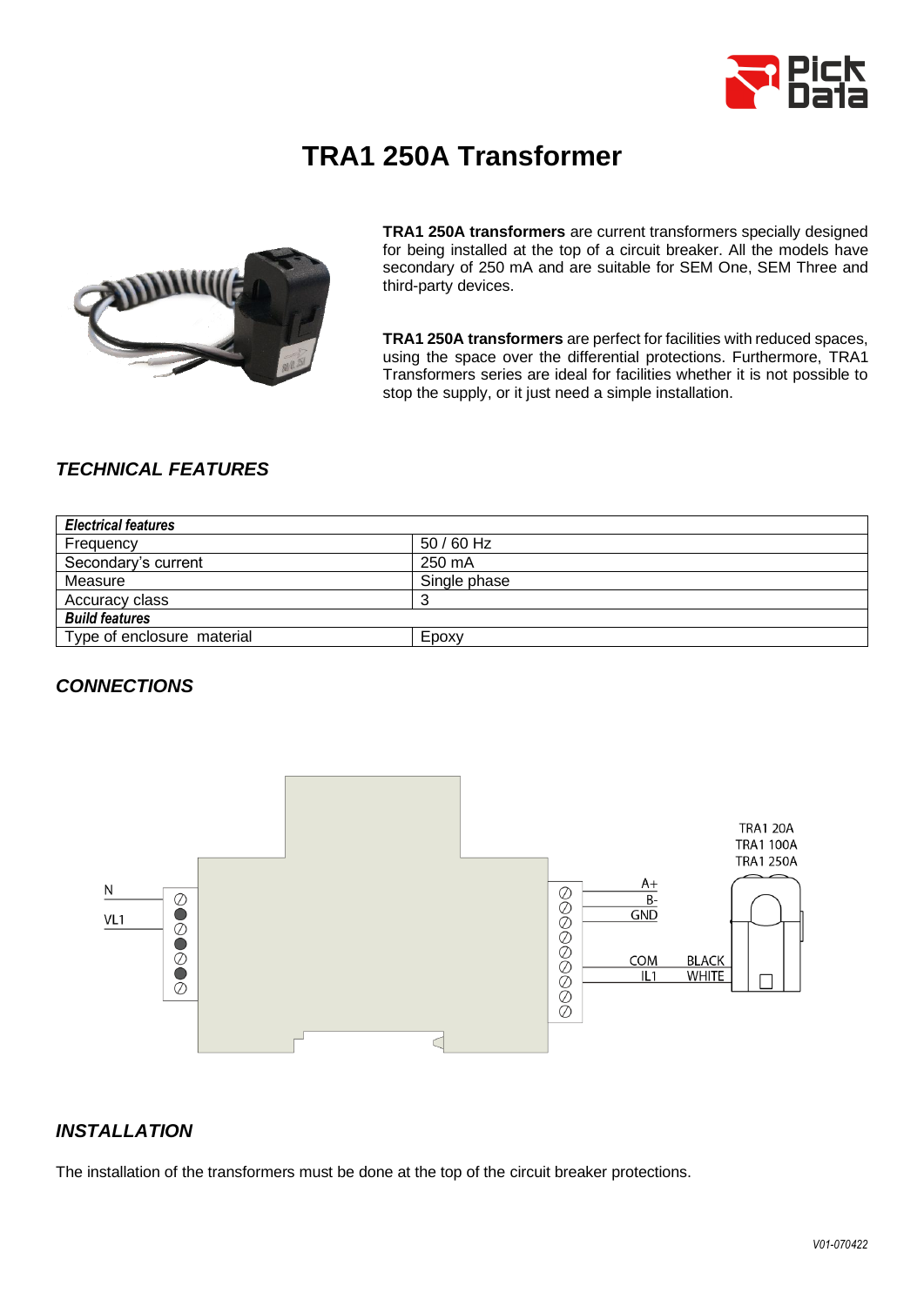# TRA1 250A Transformer

**TRA1 250A transformers** are current transformers specially designed for being installed at the top of a circuit breaker. All the models have secondary of 250 mA and are suitable for SEM One, SEM Three and third-party devices.

**TRA1 250A transformers** are perfect for facilities with reduced spaces, using the space over the differential protections. Furthermore, TRA1 Transformers series are ideal for facilities whether it is not possible to stop the supply, or it just need a simple installation.

## *TECHNICAL FEATURES*

| ***Electrical features*** | |
|---|---|
| Frequency | 50 / 60 Hz |
| Secondary's current | 250 mA |
| Measure | Single phase |
| Accuracy class | 3 |
| ***Build features*** | |
| Type of enclosure material | Epoxy |

## *CONNECTIONS*

N
VL1

A+
B-
GND

COM BLACK
IL1 WHITE

TRA1 20A
TRA1 100A
TRA1 250A

## *INSTALLATION*

The installation of the transformers must be done at the top of the circuit breaker protections.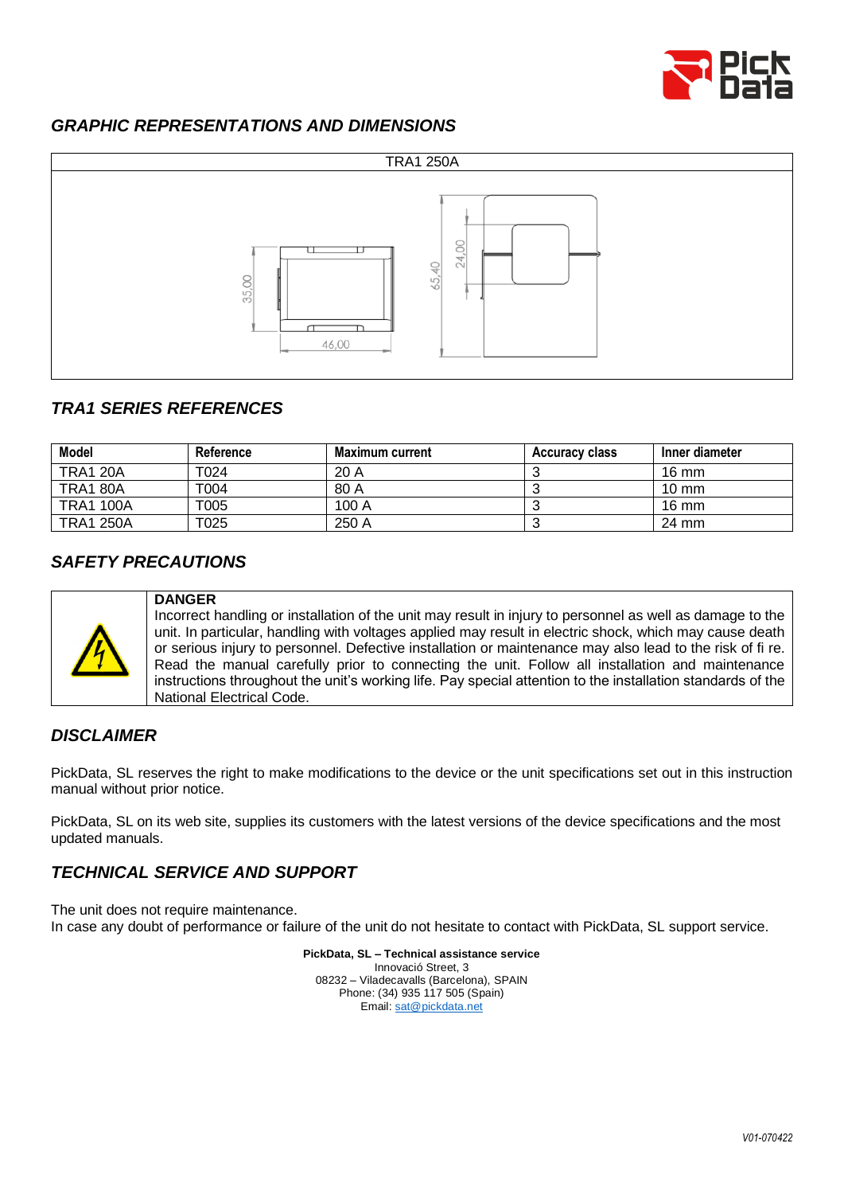## *GRAPHIC REPRESENTATIONS AND DIMENSIONS*

TRA1 250A

35,00
46,00
65,40
24,00

## *TRA1 SERIES REFERENCES*

| Model | Reference | Maximum current | Accuracy class | Inner diameter |
|---|---|---|---|---|
| TRA1 20A | T024 | 20 A | 3 | 16 mm |
| TRA1 80A | T004 | 80 A | 3 | 10 mm |
| TRA1 100A | T005 | 100 A | 3 | 16 mm |
| TRA1 250A | T025 | 250 A | 3 | 24 mm |

## *SAFETY PRECAUTIONS*

**DANGER**
Incorrect handling or installation of the unit may result in injury to personnel as well as damage to the unit. In particular, handling with voltages applied may result in electric shock, which may cause death or serious injury to personnel. Defective installation or maintenance may also lead to the risk of fi re. Read the manual carefully prior to connecting the unit. Follow all installation and maintenance instructions throughout the unit's working life. Pay special attention to the installation standards of the National Electrical Code.

## *DISCLAIMER*

PickData, SL reserves the right to make modifications to the device or the unit specifications set out in this instruction manual without prior notice.

PickData, SL on its web site, supplies its customers with the latest versions of the device specifications and the most updated manuals.

## *TECHNICAL SERVICE AND SUPPORT*

The unit does not require maintenance.
In case any doubt of performance or failure of the unit do not hesitate to contact with PickData, SL support service.

**PickData, SL – Technical assistance service**
Innovació Street, 3
08232 – Viladecavalls (Barcelona), SPAIN
Phone: (34) 935 117 505 (Spain)
Email: sat@pickdata.net

*V01-070422*